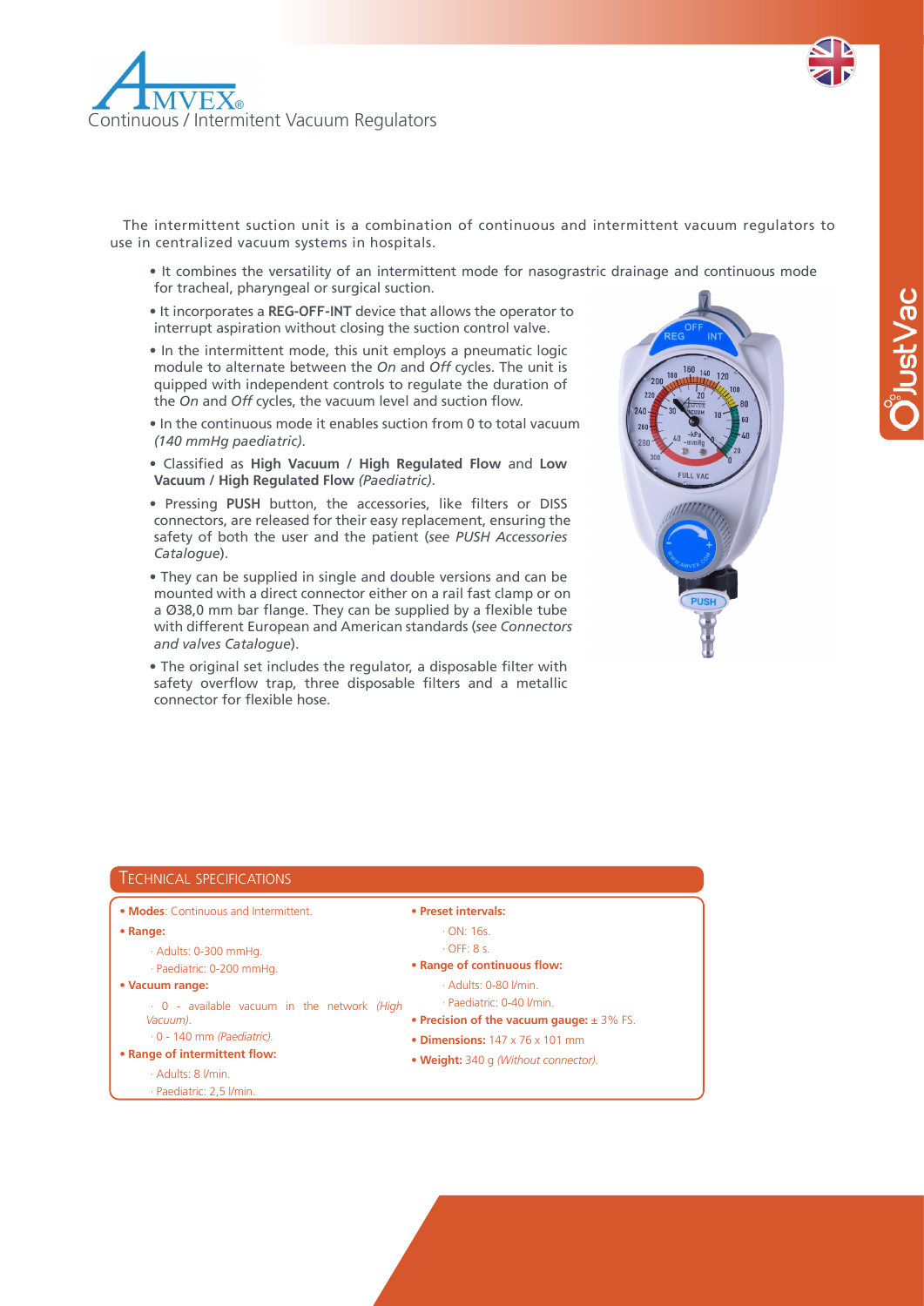AMVEX®

# Continuous / Intermitent Vacuum Regulators

The intermittent suction unit is a combination of continuous and intermittent vacuum regulators to use in centralized vacuum systems in hospitals.

- It combines the versatility of an intermittent mode for nasograstric drainage and continuous mode for tracheal, pharyngeal or surgical suction.
- It incorporates a **REG-OFF-INT** device that allows the operator to interrupt aspiration without closing the suction control valve.
- In the intermittent mode, this unit employs a pneumatic logic module to alternate between the *On* and *Off* cycles. The unit is quipped with independent controls to regulate the duration of the *On* and *Off* cycles, the vacuum level and suction flow.
- In the continuous mode it enables suction from 0 to total vacuum *(140 mmHg paediatric)*.
- Classified as **High Vacuum / High Regulated Flow** and **Low Vacuum / High Regulated Flow** *(Paediatric)*.
- Pressing **PUSH** button, the accessories, like filters or DISS connectors, are released for their easy replacement, ensuring the safety of both the user and the patient (*see PUSH Accessories Catalogue*).
- They can be supplied in single and double versions and can be mounted with a direct connector either on a rail fast clamp or on a Ø38,0 mm bar flange. They can be supplied by a flexible tube with different European and American standards (*see Connectors and valves Catalogue*).
- The original set includes the regulator, a disposable filter with safety overflow trap, three disposable filters and a metallic connector for flexible hose.

## Technical specifications

- **Modes**: Continuous and Intermittent.
- **Range:**
  - Adults: 0-300 mmHg.
  - Paediatric: 0-200 mmHg.
- **Vacuum range:**
  - 0 - available vacuum in the network *(High Vacuum)*.
  - 0 - 140 mm *(Paediatric)*.
- **Range of intermittent flow:**
  - Adults: 8 l/min.
  - Paediatric: 2,5 l/min.
- **Preset intervals:**
  - ON: 16s.
  - OFF: 8 s.
- **Range of continuous flow:**
  - Adults: 0-80 l/min.
  - Paediatric: 0-40 l/min.
- **Precision of the vacuum gauge:** ± 3% FS.
- **Dimensions:** 147 x 76 x 101 mm
- **Weight:** 340 g *(Without connector)*.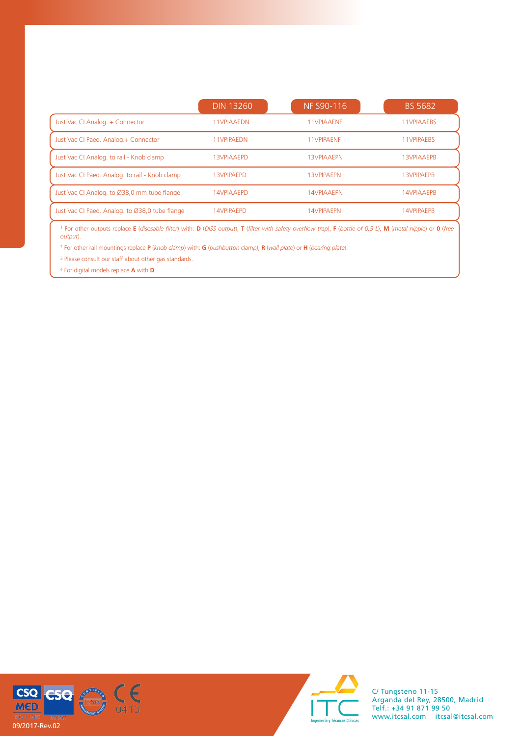| | DIN 13260 | NF S90-116 | BS 5682 |
|---|---|---|---|
| Just Vac CI Analog. + Connector | 11VPIAAEDN | 11VPIAAENF | 11VPIAAEBS |
| Just Vac CI Paed. Analog.+ Connector | 11VPIPAEDN | 11VPIPAENF | 11VPIPAEBS |
| Just Vac CI Analog. to rail - Knob clamp | 13VPIAAEPD | 13VPIAAEPN | 13VPIAAEPB |
| Just Vac CI Paed. Analog. to rail - Knob clamp | 13VPIPAEPD | 13VPIPAEPN | 13VPIPAEPB |
| Just Vac CI Analog. to Ø38,0 mm tube flange | 14VPIAAEPD | 14VPIAAEPN | 14VPIAAEPB |
| Just Vac CI Paed. Analog. to Ø38,0 tube flange | 14VPIPAEPD | 14VPIPAEPN | 14VPIPAEPB |

[1] For other outputs replace **E** (*disosable filter*) with: **D** (*DISS output*), **T** (*filter with safety overflow trap*), **F** (*bottle of 0,5 L*), **M** (*metal nipple*) or **0** (*free output*).

[2] For other rail mountings replace **P** (*knob clamp*) with: **G** (*pushbutton clamp*), **R** (*wall plate*) or **H** (*bearing plate*).

[3] Please consult our staff about other gas standards.

[4] For digital models replace **A** with **D**.

09/2017-Rev.02

C/ Tungsteno 11-15
Arganda del Rey, 28500, Madrid
Telf.: +34 91 871 99 50
www.itcsal.com itcsal@itcsal.com